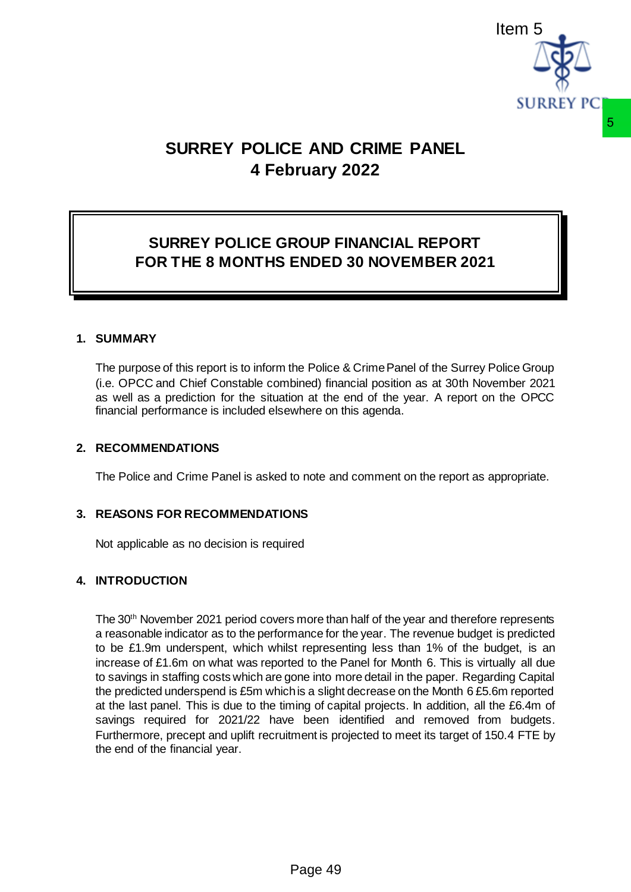Item 5

# SURREY POLICE AND CRIME PANEL
## 4 February 2022

## SURREY POLICE GROUP FINANCIAL REPORT FOR THE 8 MONTHS ENDED 30 NOVEMBER 2021

### 1. SUMMARY

The purpose of this report is to inform the Police & Crime Panel of the Surrey Police Group (i.e. OPCC and Chief Constable combined) financial position as at 30th November 2021 as well as a prediction for the situation at the end of the year. A report on the OPCC financial performance is included elsewhere on this agenda.

### 2. RECOMMENDATIONS

The Police and Crime Panel is asked to note and comment on the report as appropriate.

### 3. REASONS FOR RECOMMENDATIONS

Not applicable as no decision is required

### 4. INTRODUCTION

The 30th November 2021 period covers more than half of the year and therefore represents a reasonable indicator as to the performance for the year. The revenue budget is predicted to be £1.9m underspent, which whilst representing less than 1% of the budget, is an increase of £1.6m on what was reported to the Panel for Month 6. This is virtually all due to savings in staffing costs which are gone into more detail in the paper. Regarding Capital the predicted underspend is £5m which is a slight decrease on the Month 6 £5.6m reported at the last panel. This is due to the timing of capital projects. In addition, all the £6.4m of savings required for 2021/22 have been identified and removed from budgets. Furthermore, precept and uplift recruitment is projected to meet its target of 150.4 FTE by the end of the financial year.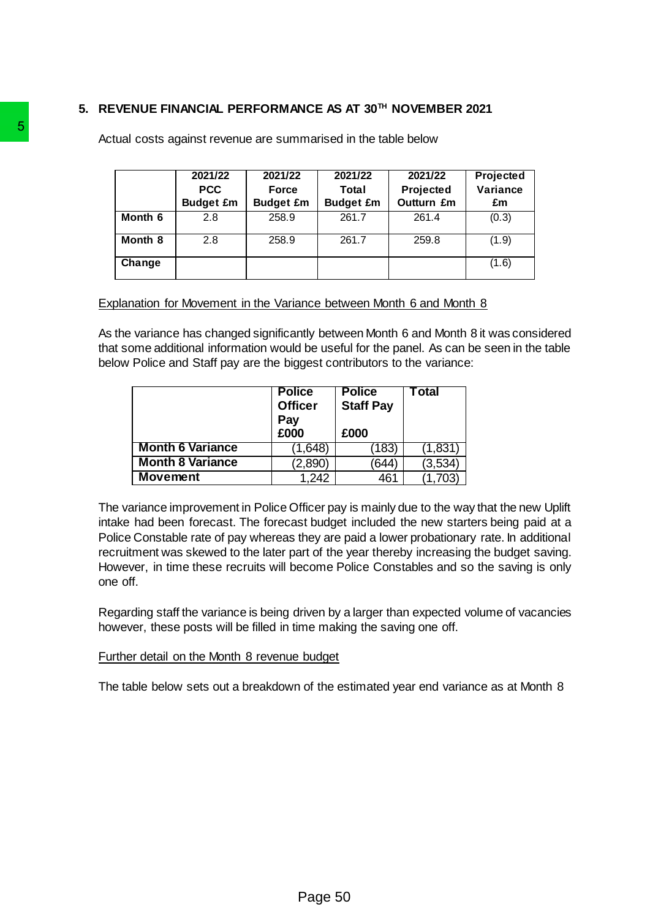## 5. REVENUE FINANCIAL PERFORMANCE AS AT 30TH NOVEMBER 2021

Actual costs against revenue are summarised in the table below

| | 2021/22 PCC Budget £m | 2021/22 Force Budget £m | 2021/22 Total Budget £m | 2021/22 Projected Outturn £m | Projected Variance £m |
|---|---|---|---|---|---|
| **Month 6** | 2.8 | 258.9 | 261.7 | 261.4 | (0.3) |
| **Month 8** | 2.8 | 258.9 | 261.7 | 259.8 | (1.9) |
| **Change** | | | | | (1.6) |

Explanation for Movement in the Variance between Month 6 and Month 8

As the variance has changed significantly between Month 6 and Month 8 it was considered that some additional information would be useful for the panel. As can be seen in the table below Police and Staff pay are the biggest contributors to the variance:

| | Police Officer Pay £000 | Police Staff Pay £000 | Total |
|---|---|---|---|
| **Month 6 Variance** | (1,648) | (183) | (1,831) |
| **Month 8 Variance** | (2,890) | (644) | (3,534) |
| **Movement** | 1,242 | 461 | (1,703) |

The variance improvement in Police Officer pay is mainly due to the way that the new Uplift intake had been forecast. The forecast budget included the new starters being paid at a Police Constable rate of pay whereas they are paid a lower probationary rate. In additional recruitment was skewed to the later part of the year thereby increasing the budget saving. However, in time these recruits will become Police Constables and so the saving is only one off.

Regarding staff the variance is being driven by a larger than expected volume of vacancies however, these posts will be filled in time making the saving one off.

Further detail on the Month 8 revenue budget

The table below sets out a breakdown of the estimated year end variance as at Month 8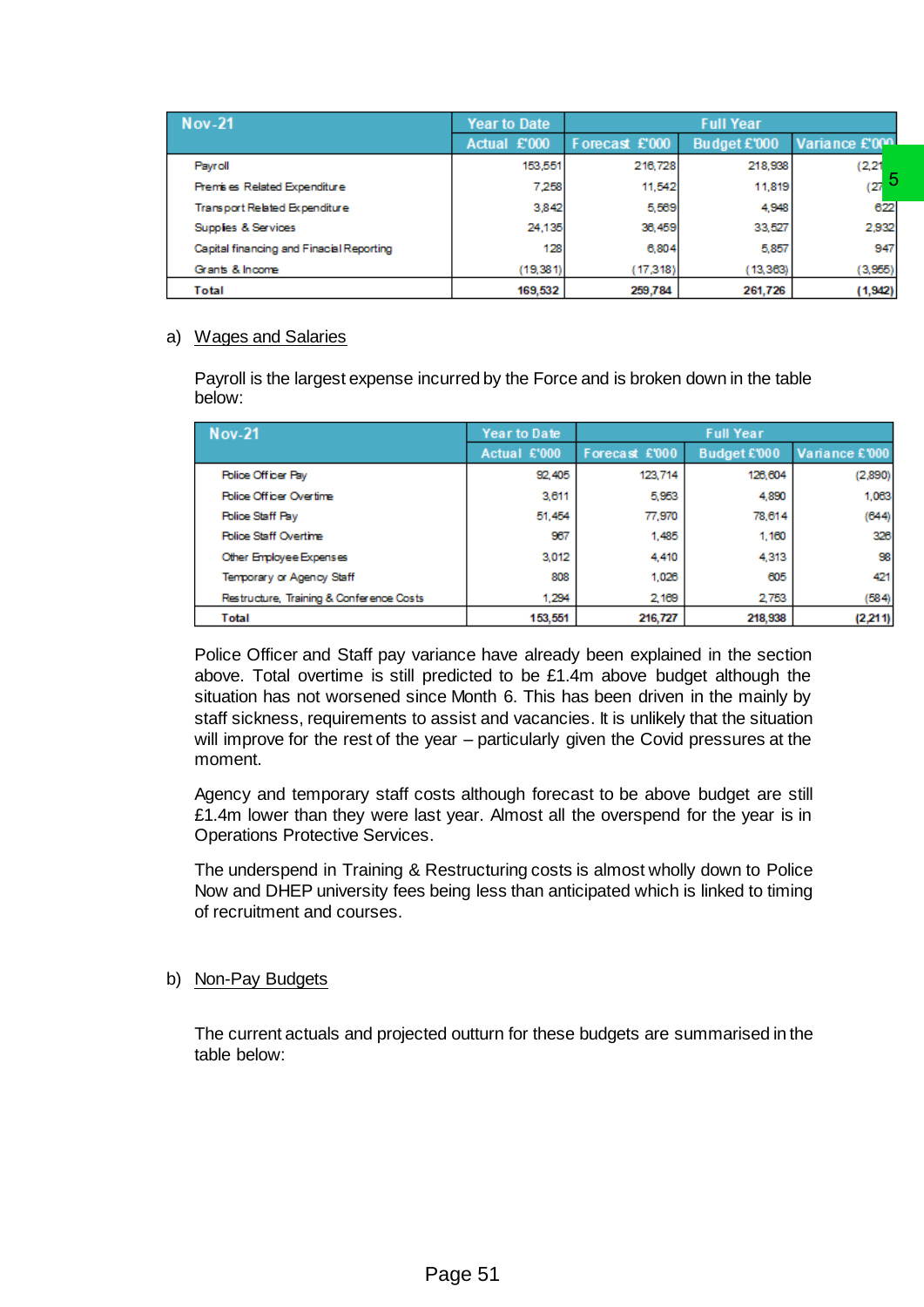| Nov-21 | Year to Date | Full Year | | |
|---|---|---|---|---|
| | Actual £'000 | Forecast £'000 | Budget £'000 | Variance £'000 |
| Payroll | 153,551 | 216,728 | 218,938 | (2,21 |
| Premises Related Expenditure | 7,258 | 11,542 | 11,819 | (27 |
| Transport Related Expenditure | 3,842 | 5,569 | 4,948 | 622 |
| Supplies & Services | 24,135 | 36,459 | 33,527 | 2,932 |
| Capital financing and Finacial Reporting | 128 | 6,804 | 5,857 | 947 |
| Grants & Income | (19,381) | (17,318) | (13,363) | (3,955) |
| **Total** | **169,532** | **259,784** | **261,726** | **(1,942)** |

a) Wages and Salaries

Payroll is the largest expense incurred by the Force and is broken down in the table below:

| Nov-21 | Year to Date | Full Year | | |
|---|---|---|---|---|
| | Actual £'000 | Forecast £'000 | Budget £'000 | Variance £'000 |
| Police Officer Pay | 92,405 | 123,714 | 126,604 | (2,890) |
| Police Officer Overtime | 3,611 | 5,953 | 4,890 | 1,063 |
| Police Staff Pay | 51,454 | 77,970 | 78,614 | (644) |
| Police Staff Overtime | 967 | 1,485 | 1,160 | 326 |
| Other Employee Expenses | 3,012 | 4,410 | 4,313 | 98 |
| Temporary or Agency Staff | 808 | 1,026 | 605 | 421 |
| Restructure, Training & Conference Costs | 1,294 | 2,169 | 2,753 | (584) |
| **Total** | **153,551** | **216,727** | **218,938** | **(2,211)** |

Police Officer and Staff pay variance have already been explained in the section above. Total overtime is still predicted to be £1.4m above budget although the situation has not worsened since Month 6. This has been driven in the mainly by staff sickness, requirements to assist and vacancies. It is unlikely that the situation will improve for the rest of the year – particularly given the Covid pressures at the moment.

Agency and temporary staff costs although forecast to be above budget are still £1.4m lower than they were last year. Almost all the overspend for the year is in Operations Protective Services.

The underspend in Training & Restructuring costs is almost wholly down to Police Now and DHEP university fees being less than anticipated which is linked to timing of recruitment and courses.

b) Non-Pay Budgets

The current actuals and projected outturn for these budgets are summarised in the table below: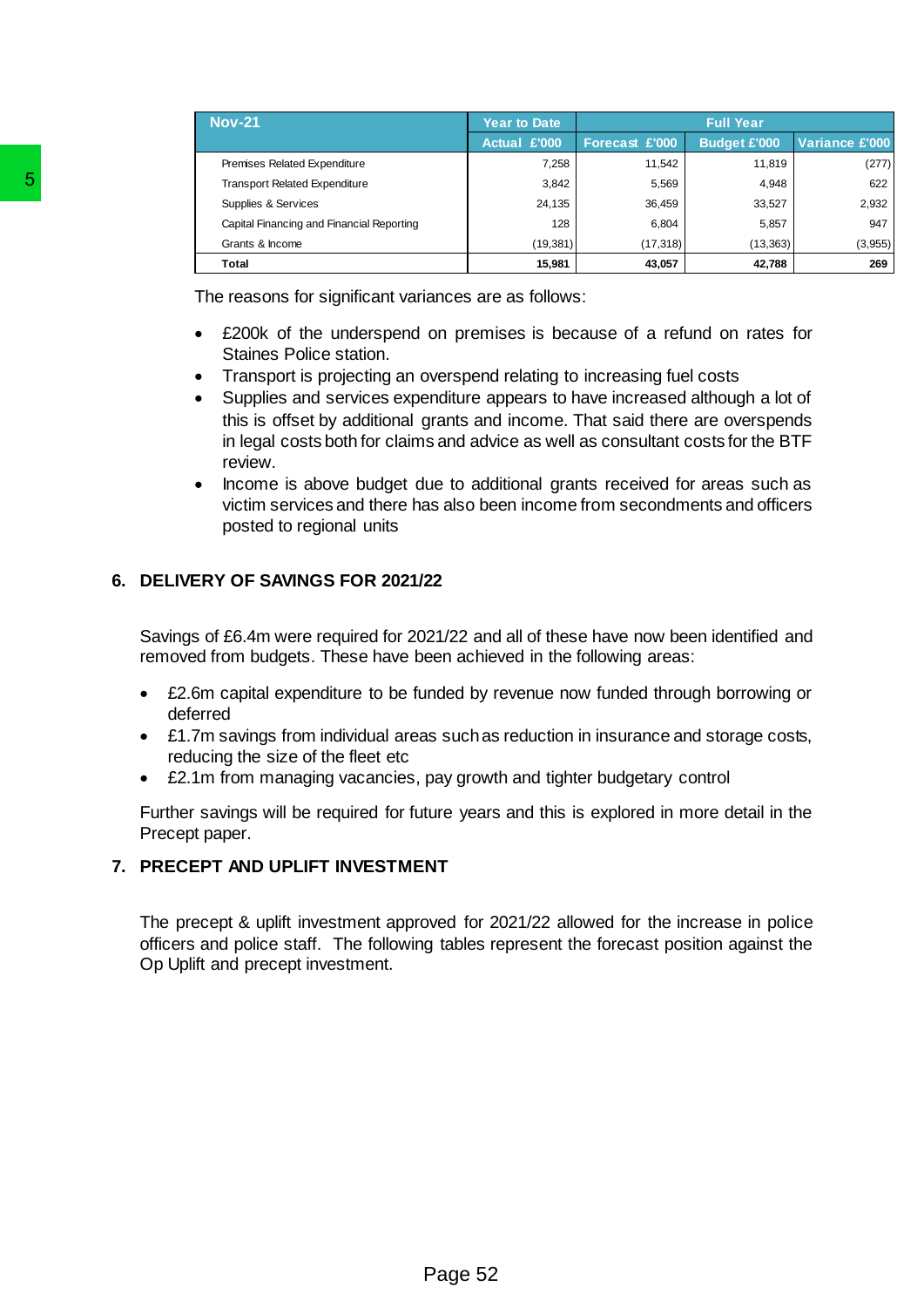| Nov-21 | Year to Date | Full Year | | |
|---|---|---|---|---|
| | Actual £'000 | Forecast £'000 | Budget £'000 | Variance £'000 |
| Premises Related Expenditure | 7,258 | 11,542 | 11,819 | (277) |
| Transport Related Expenditure | 3,842 | 5,569 | 4,948 | 622 |
| Supplies & Services | 24,135 | 36,459 | 33,527 | 2,932 |
| Capital Financing and Financial Reporting | 128 | 6,804 | 5,857 | 947 |
| Grants & Income | (19,381) | (17,318) | (13,363) | (3,955) |
| **Total** | **15,981** | **43,057** | **42,788** | **269** |

The reasons for significant variances are as follows:

- £200k of the underspend on premises is because of a refund on rates for Staines Police station.
- Transport is projecting an overspend relating to increasing fuel costs
- Supplies and services expenditure appears to have increased although a lot of this is offset by additional grants and income. That said there are overspends in legal costs both for claims and advice as well as consultant costs for the BTF review.
- Income is above budget due to additional grants received for areas such as victim services and there has also been income from secondments and officers posted to regional units

## 6. DELIVERY OF SAVINGS FOR 2021/22

Savings of £6.4m were required for 2021/22 and all of these have now been identified and removed from budgets. These have been achieved in the following areas:

- £2.6m capital expenditure to be funded by revenue now funded through borrowing or deferred
- £1.7m savings from individual areas such as reduction in insurance and storage costs, reducing the size of the fleet etc
- £2.1m from managing vacancies, pay growth and tighter budgetary control

Further savings will be required for future years and this is explored in more detail in the Precept paper.

## 7. PRECEPT AND UPLIFT INVESTMENT

The precept & uplift investment approved for 2021/22 allowed for the increase in police officers and police staff. The following tables represent the forecast position against the Op Uplift and precept investment.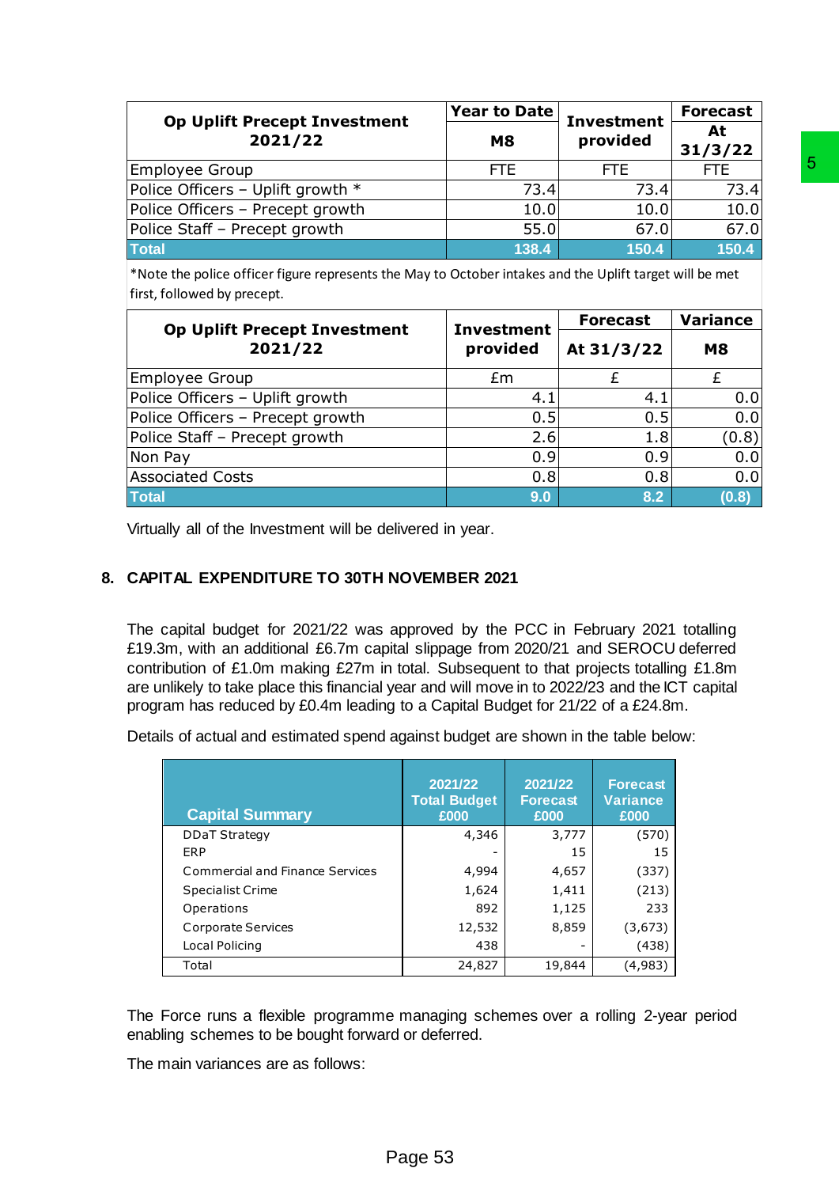| Op Uplift Precept Investment 2021/22 | Year to Date | Investment provided | Forecast |
|---|---|---|---|
| | M8 | | At 31/3/22 |
| Employee Group | FTE | FTE | FTE |
| Police Officers – Uplift growth * | 73.4 | 73.4 | 73.4 |
| Police Officers – Precept growth | 10.0 | 10.0 | 10.0 |
| Police Staff – Precept growth | 55.0 | 67.0 | 67.0 |
| **Total** | **138.4** | **150.4** | **150.4** |

*Note the police officer figure represents the May to October intakes and the Uplift target will be met first, followed by precept.

| Op Uplift Precept Investment 2021/22 | Investment provided | Forecast | Variance |
|---|---|---|---|
| | | At 31/3/22 | M8 |
| Employee Group | £m | £ | £ |
| Police Officers – Uplift growth | 4.1 | 4.1 | 0.0 |
| Police Officers – Precept growth | 0.5 | 0.5 | 0.0 |
| Police Staff – Precept growth | 2.6 | 1.8 | (0.8) |
| Non Pay | 0.9 | 0.9 | 0.0 |
| Associated Costs | 0.8 | 0.8 | 0.0 |
| **Total** | **9.0** | **8.2** | **(0.8)** |

Virtually all of the Investment will be delivered in year.

## 8. CAPITAL EXPENDITURE TO 30TH NOVEMBER 2021

The capital budget for 2021/22 was approved by the PCC in February 2021 totalling £19.3m, with an additional £6.7m capital slippage from 2020/21 and SEROCU deferred contribution of £1.0m making £27m in total. Subsequent to that projects totalling £1.8m are unlikely to take place this financial year and will move in to 2022/23 and the ICT capital program has reduced by £0.4m leading to a Capital Budget for 21/22 of a £24.8m.

Details of actual and estimated spend against budget are shown in the table below:

| Capital Summary | 2021/22 Total Budget £000 | 2021/22 Forecast £000 | Forecast Variance £000 |
|---|---|---|---|
| DDaT Strategy | 4,346 | 3,777 | (570) |
| ERP | - | 15 | 15 |
| Commercial and Finance Services | 4,994 | 4,657 | (337) |
| Specialist Crime | 1,624 | 1,411 | (213) |
| Operations | 892 | 1,125 | 233 |
| Corporate Services | 12,532 | 8,859 | (3,673) |
| Local Policing | 438 | - | (438) |
| Total | 24,827 | 19,844 | (4,983) |

The Force runs a flexible programme managing schemes over a rolling 2-year period enabling schemes to be bought forward or deferred.

The main variances are as follows: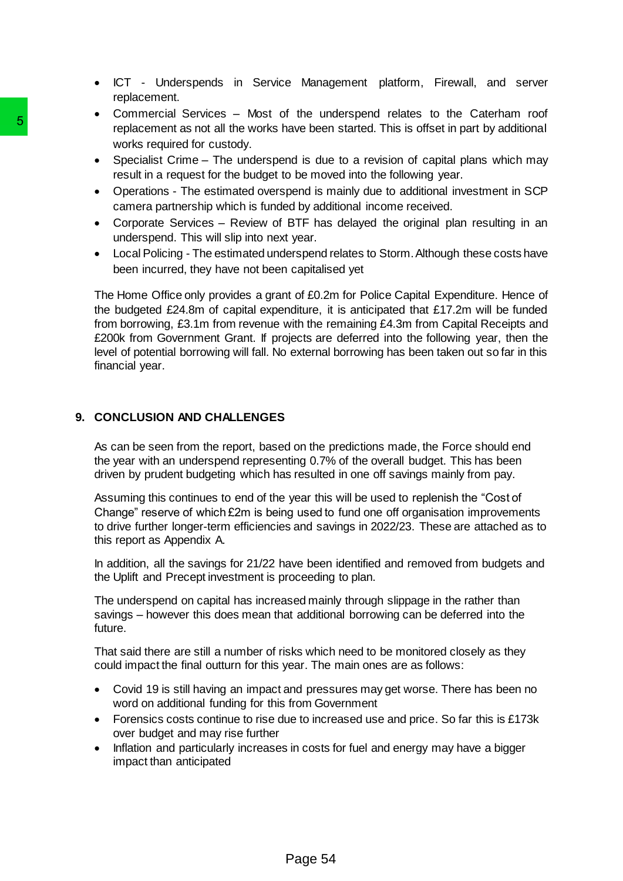- ICT - Underspends in Service Management platform, Firewall, and server replacement.
- Commercial Services – Most of the underspend relates to the Caterham roof replacement as not all the works have been started. This is offset in part by additional works required for custody.
- Specialist Crime – The underspend is due to a revision of capital plans which may result in a request for the budget to be moved into the following year.
- Operations - The estimated overspend is mainly due to additional investment in SCP camera partnership which is funded by additional income received.
- Corporate Services – Review of BTF has delayed the original plan resulting in an underspend. This will slip into next year.
- Local Policing - The estimated underspend relates to Storm. Although these costs have been incurred, they have not been capitalised yet

The Home Office only provides a grant of £0.2m for Police Capital Expenditure. Hence of the budgeted £24.8m of capital expenditure, it is anticipated that £17.2m will be funded from borrowing, £3.1m from revenue with the remaining £4.3m from Capital Receipts and £200k from Government Grant. If projects are deferred into the following year, then the level of potential borrowing will fall. No external borrowing has been taken out so far in this financial year.

## 9. CONCLUSION AND CHALLENGES

As can be seen from the report, based on the predictions made, the Force should end the year with an underspend representing 0.7% of the overall budget. This has been driven by prudent budgeting which has resulted in one off savings mainly from pay.

Assuming this continues to end of the year this will be used to replenish the "Cost of Change" reserve of which £2m is being used to fund one off organisation improvements to drive further longer-term efficiencies and savings in 2022/23. These are attached as to this report as Appendix A.

In addition, all the savings for 21/22 have been identified and removed from budgets and the Uplift and Precept investment is proceeding to plan.

The underspend on capital has increased mainly through slippage in the rather than savings – however this does mean that additional borrowing can be deferred into the future.

That said there are still a number of risks which need to be monitored closely as they could impact the final outturn for this year. The main ones are as follows:

- Covid 19 is still having an impact and pressures may get worse. There has been no word on additional funding for this from Government
- Forensics costs continue to rise due to increased use and price. So far this is £173k over budget and may rise further
- Inflation and particularly increases in costs for fuel and energy may have a bigger impact than anticipated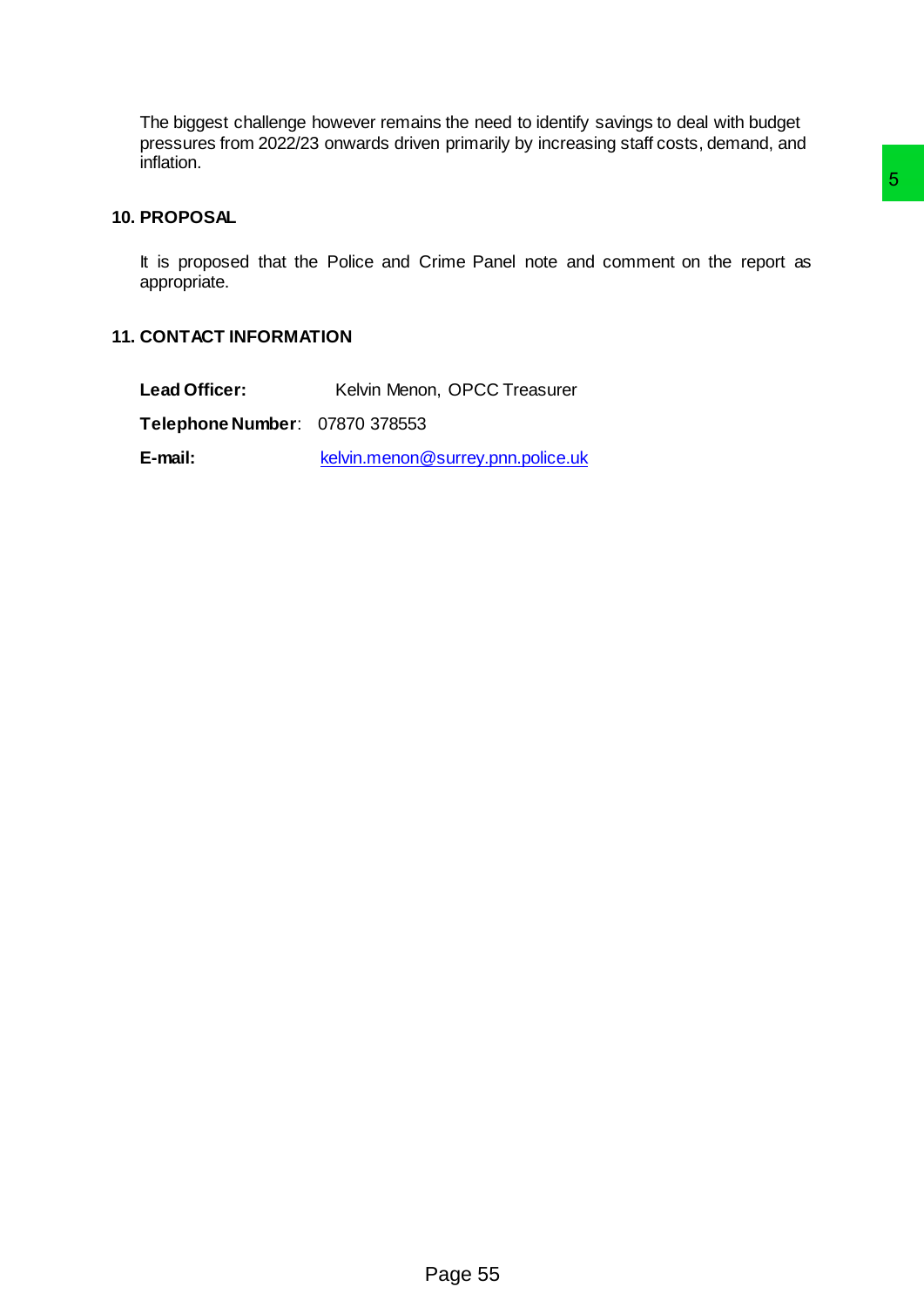The biggest challenge however remains the need to identify savings to deal with budget pressures from 2022/23 onwards driven primarily by increasing staff costs, demand, and inflation.

## 10. PROPOSAL

It is proposed that the Police and Crime Panel note and comment on the report as appropriate.

## 11. CONTACT INFORMATION

**Lead Officer:** Kelvin Menon, OPCC Treasurer

**Telephone Number**: 07870 378553

**E-mail:** kelvin.menon@surrey.pnn.police.uk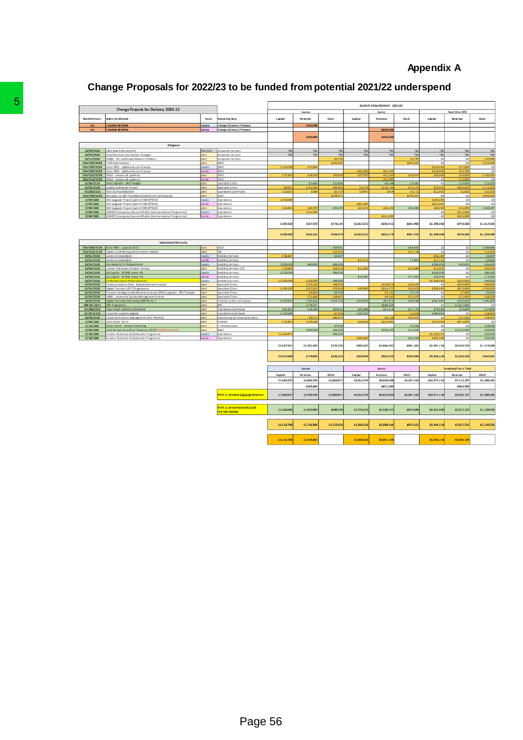## Appendix A

## Change Proposals for 2022/23 to be funded from potential 2021/22 underspend

| Bid Reference | Name of Initiative | Force | Reporting Area | Sussex Capital | Sussex Revenue | Sussex DDaT | Surrey Capital | Surrey Revenue | Surrey DDaT | Total (One-Off) Capital | Total (One-Off) Revenue | Total (One-Off) DDaT |
|---|---|---|---|---|---|---|---|---|---|---|---|---|
| n/a | CHANGE RESERVE | Sussex | Change Delivery / Finance | | £500,000 | | | | | | | |
| n/a | CHANGE RESERVE | Surrey | Change Delivery / Finance | | | | | £450,000 | | | | |
| | | | | | £500,000 | | | £450,000 | | | | |
| **Obligated** | | | | | | | | | | | | |
| CS/04/2223 | LEDS (Law Enforcement) | National | Corporate Services | TBC | TBC | TBC | TBC | TBC | TBC | TBC | TBC | TBC |
| CS/05/2223 | Data Retention and System Changes | Joint | Corporate Services | TBC | TBC | TBC | TBC | TBC | TBC | TBC | TBC | TBC |
| CS/11/2223 | NDQIS - DA and Sexual Abuse in Children | Joint | Corporate Services | | | £5,706 | | | £4,747 | £0 | £0 | £10,448 |
| DDaT/01/2223 | F365 Optimisation | Joint | DDaT | | | £291,400 | | | £241,695 | £0 | £0 | £534,100 |
| DDaT/05/2223 | Niche RMS - additional user licences | Sussex | DDaT | £210,000 | £37,800 | | | | | £210,000 | £37,800 | £0 |
| DDaT/06/2223 | Niche RMS - additional user licences | Surrey | DDaT | | | | £132,000 | £23,700 | | £132,000 | £23,700 | £0 |
| DDaT/14/2223 | DAM - enhance & optimise | Joint | DDaT | £27,280 | £18,550 | £70,928 | £23,720 | £15,450 | £59,072 | £50,000 | £34,000 | £130,000 |
| DDaT/16/2223 | DAM - enhance & optimise | Surrey | DDaT | | | | | £15,000 | | £0 | £15,000 | £0 |
| SC/04/2223 | Kits Upgrade - DDaT budget | Joint | Specialist Crime | | £5,456 | £11,658 | | £4,544 | £9,342 | £0 | £10,000 | £21,000 |
| SC/05/2223 | Quality Standards Project | Joint | Specialist Crime | £9,821 | £141,856 | £93,843 | £8,179 | £118,144 | £78,157 | £18,000 | £260,000 | £172,000 |
| OC/05/2223 | FCM ISO Accreditation | Joint | Operations Command | £12,003 | £546 | £5,729 | £9,997 | £454 | £4,771 | £22,000 | £1,000 | £10,500 |
| DDaT/03/2223 | Windows 10 OEP Fordwede/Deployment continuation | Joint | DDaT | | | £238,373 | | | £198,527 | £0 | £0 | £436,900 |
| C/09/2223 | DCS Upgrade Project (part of ESM CP/ESN) | Sussex | Operations | £100,000 | | | | | | £100,000 | £0 | £0 |
| C/09/2223 | DCS Upgrade Project (part of ESM CP/ESN) | Surrey | Operations | | | | £821,000 | | | £821,000 | £0 | £0 |
| C/09/2223 | DCS Upgrade Project (part of ESM CP/ESN) | Joint | Operations | £21,824 | £22,370 | £55,699 | £18,176 | £18,630 | £46,388 | £40,000 | £41,000 | £102,087 |
| C/08/2223 | ESMCP (Emergency Services Mobile Communication Programme) | Sussex | Operations | | £311,000 | | | | | £0 | £311,000 | £0 |
| C/08/2223 | ESMCP (Emergency Services Mobile Communication Programme) | Surrey | Operations | | | | | £161,000 | | £0 | £161,000 | £0 |
| | | | | £385,928 | £437,578 | £773,134 | £1,012,072 | £356,922 | £643,900 | £1,398,000 | £794,500 | £1,417,035 |
| | | | | £385,928 | £432,122 | £705,978 | £1,012,072 | £352,378 | £567,970 | £1,398,000 | £784,500 | £1,273,948 |
| **Operational Necessity** | | | | | | | | | | | | |
| DDaT/06/2223 | Niche RMS - Upgrade 2022 | Joint | DDaT | | | £59,955 | | | £49,933 | £0 | £0 | £109,888 |
| DDaT/10/2223 | Digital Asset Management System (DAMS) | Joint | TBC | | | £27,826 | | | £23,174 | £0 | £0 | £51,000 |
| ES/01/2223 | Access Consolidation | Sussex | Enabling Services | £34,247 | | £3,437 | | | | £34,247 | £0 | £3,437 |
| ES/01/2223 | Access Consolidation | Surrey | Enabling Services | | | | £22,212 | | £2,863 | £22,212 | £0 | £2,863 |
| ES/02/2223 | Forcewide CCTV Replacement | Sussex | Enabling Services | £300,000 | £40,000 | £83,200 | | | | £300,000 | £40,000 | £83,200 |
| ES/04/2223 | Vehicle Telematics (Project Veritas) | Joint | Enabling Services (ETS) | £13,640 | | £24,552 | £11,360 | | £20,448 | £25,000 | £0 | £45,000 |
| ES/05/2223 | Op Capone - MTB & Lewes HQ | Sussex | Enabling Services | £250,000 | | £88,108 | | | | £250,000 | £0 | £88,108 |
| ES/05/2223 | Op Capone - MTB & Lewes HQ | Surrey | Enabling Services | | | | £30,000 | | £73,381 | £30,000 | £0 | £73,381 |
| ES/07/2223 | Centenary House Redevelopment | Sussex | Enabling Services | £2,280,000 | £100,000 | £49,000 | | | | £2,280,000 | £100,000 | £49,000 |
| SC/01/2223 | Communications Data - Exploitation and Analysis | Joint | Specialist Crime | | £133,126 | £48,558 | | £110,874 | £40,442 | £0 | £244,000 | £89,000 |
| SC/02/2223 | Digital Forensics (DFT) Programme | Joint | Specialist Crime | £109,120 | £257,523 | £70,928 | £90,880 | £214,477 | £59,072 | £200,000 | £472,000 | £130,000 |
| SC/03/2223 | Prisoner Intelligence Notification Systems (PINS) upgrade - DDaT Budget | Joint | Specialist Crime | | £3,819 | £2,728 | | £3,181 | £2,272 | £0 | £7,000 | £5,000 |
| SC/07/2223 | IQMS - electronic Quality Management System | Joint | Specialist Crime | | £11,458 | £18,871 | | £9,542 | £15,677 | £0 | £21,000 | £34,500 |
| LP/01/2223 | Digital Interview Recording (DIR) Phase 3 | Joint | Criminal Justice & Custody | £262,925 | £105,629 | £107,156 | £218,975 | £87,972 | £89,244 | £481,900 | £193,600 | £196,400 |
| ERP/01/2223 | ERP Programme | Joint | ERP | | £778,571 | | | £648,429 | | £0 | £1,427,000 | £0 |
| OC/06/2223 | Taser Asset Cabinets (Chronicle) | Joint | Operations Command | £43,102 | £14,186 | £20,624 | £35,898 | £11,814 | £17,176 | £79,000 | £26,000 | £37,800 |
| OC/07/2223 | Storm System Upgrade | Joint | Operations Command | £163,680 | | £7,966 | £136,320 | | £6,634 | £300,000 | £0 | £14,600 |
| ES/09/2223 | Corporate Finance Management Tool (Planful) | Joint | Commercial & Financial Services | | £9,771 | £42,670 | | £8,138 | £35,537 | £0 | £17,909 | £78,207 |
| C/04/2223 | Joint Smart Storm | Joint | Contact | £70,382 | £259,160 | | £58,618 | £215,840 | | £129,000 | £475,000 | £0 |
| C/11/2223 | Smart Storm - decommissioning | Joint | IT Infrastructure | | | £7,638 | | | £6,362 | £0 | £0 | £14,000 |
| C/05/2223 | Joint Contact & Unified Telephony (JCUT) (Unified Comms) | Joint | DDaT | | £668,360 | £16,368 | | £556,640 | £13,632 | £0 | £1,225,000 | £30,000 |
| C/10/2223 | Airwave Resilience & Continuity Programme | Sussex | Operations | £1,320,471 | | £42,666 | | | | £1,320,471 | £0 | £42,666 |
| C/10/2223 | Airwave Resilience & Continuity Programme | Surrey | Operations | | | | £345,384 | | £35,534 | £345,384 | £0 | £35,534 |
| | | | | £5,047,567 | £2,381,603 | £722,291 | £949,647 | £1,866,907 | £491,381 | £5,997,214 | £4,248,510 | £1,213,584 |
| | | | | £4,027,860 | £774,858 | £241,523 | £528,454 | £562,052 | £200,984 | £4,556,314 | £1,336,910 | £442,507 |

| | Sussex Capital | Sussex Revenue | Sussex DDaT | Surrey Capital | Surrey Revenue | Surrey DDaT | Combined Force Total Capital | Combined Force Total Revenue | Combined Force Total DDaT |
|---|---|---|---|---|---|---|---|---|---|
| | £7,060,675 | £4,084,239 | £1,860,871 | £3,316,739 | £3,030,008 | £1,447,310 | £10,377,214 | £7,114,237 | £3,308,181 |
| | | -£493,495 | | | -£411,005 | | | -£904,500 | |
| NOTE 1: all totals EXCLUDE Reserves | £7,060,675 | £3,590,734 | £1,860,871 | £3,316,739 | £2,619,003 | £1,447,310 | £10,377,214 | £6,209,737 | £3,308,181 |
| NOTE 2: all sub-totals INCLUDE relevant Savings | £2,646,686 | £1,833,885 | £688,238 | £1,776,214 | £1,538,337 | £470,688 | £4,422,900 | £3,372,222 | £1,158,926 |
| | £4,413,788 | £1,756,848 | £1,172,633 | £1,540,526 | £1,080,666 | £976,621 | £5,954,314 | £2,837,515 | £2,149,255 |
| | £4,413,788 | £2,929,482 | | £1,540,526 | £2,057,288 | | £5,954,314 | £4,986,769 | |